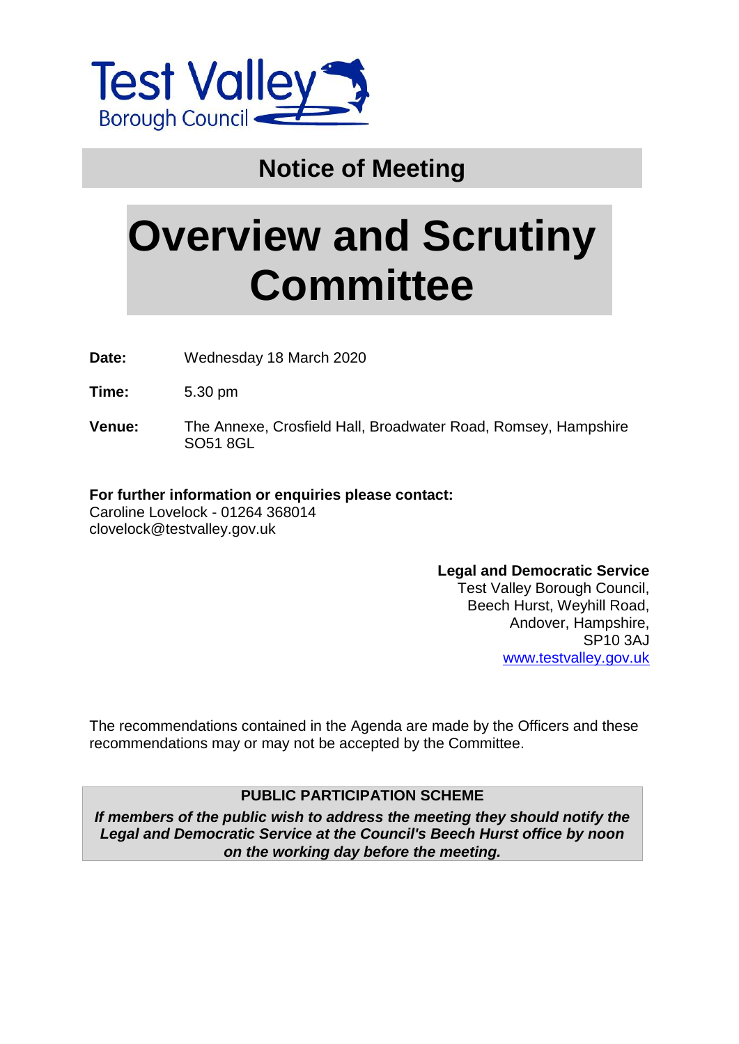Test Valley
Borough Council

## Notice of Meeting

# Overview and Scrutiny Committee

**Date:** Wednesday 18 March 2020

**Time:** 5.30 pm

**Venue:** The Annexe, Crosfield Hall, Broadwater Road, Romsey, Hampshire SO51 8GL

**For further information or enquiries please contact:**
Caroline Lovelock - 01264 368014
clovelock@testvalley.gov.uk

**Legal and Democratic Service**
Test Valley Borough Council,
Beech Hurst, Weyhill Road,
Andover, Hampshire,
SP10 3AJ
www.testvalley.gov.uk

The recommendations contained in the Agenda are made by the Officers and these recommendations may or may not be accepted by the Committee.

**PUBLIC PARTICIPATION SCHEME**

***If members of the public wish to address the meeting they should notify the Legal and Democratic Service at the Council's Beech Hurst office by noon on the working day before the meeting.***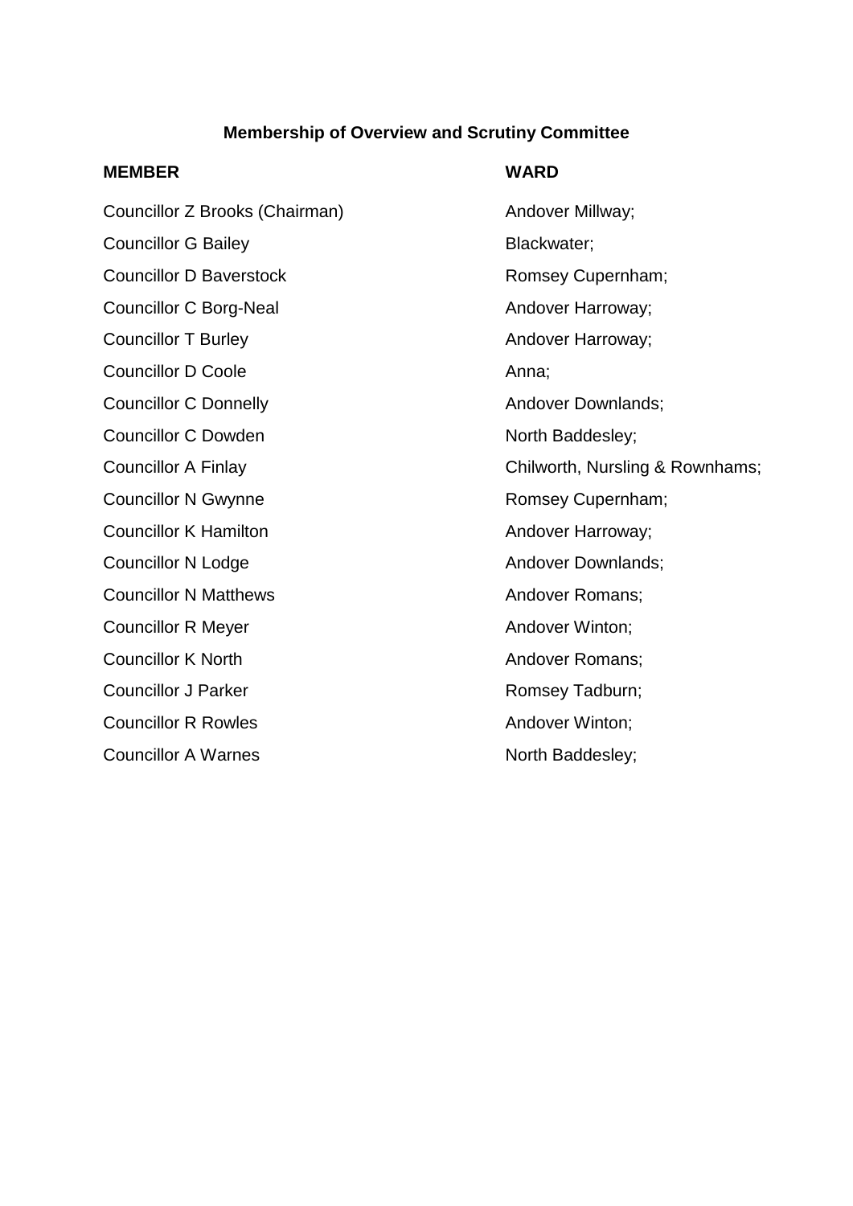## Membership of Overview and Scrutiny Committee

| MEMBER | WARD |
| --- | --- |
| Councillor Z Brooks (Chairman) | Andover Millway; |
| Councillor G Bailey | Blackwater; |
| Councillor D Baverstock | Romsey Cupernham; |
| Councillor C Borg-Neal | Andover Harroway; |
| Councillor T Burley | Andover Harroway; |
| Councillor D Coole | Anna; |
| Councillor C Donnelly | Andover Downlands; |
| Councillor C Dowden | North Baddesley; |
| Councillor A Finlay | Chilworth, Nursling & Rownhams; |
| Councillor N Gwynne | Romsey Cupernham; |
| Councillor K Hamilton | Andover Harroway; |
| Councillor N Lodge | Andover Downlands; |
| Councillor N Matthews | Andover Romans; |
| Councillor R Meyer | Andover Winton; |
| Councillor K North | Andover Romans; |
| Councillor J Parker | Romsey Tadburn; |
| Councillor R Rowles | Andover Winton; |
| Councillor A Warnes | North Baddesley; |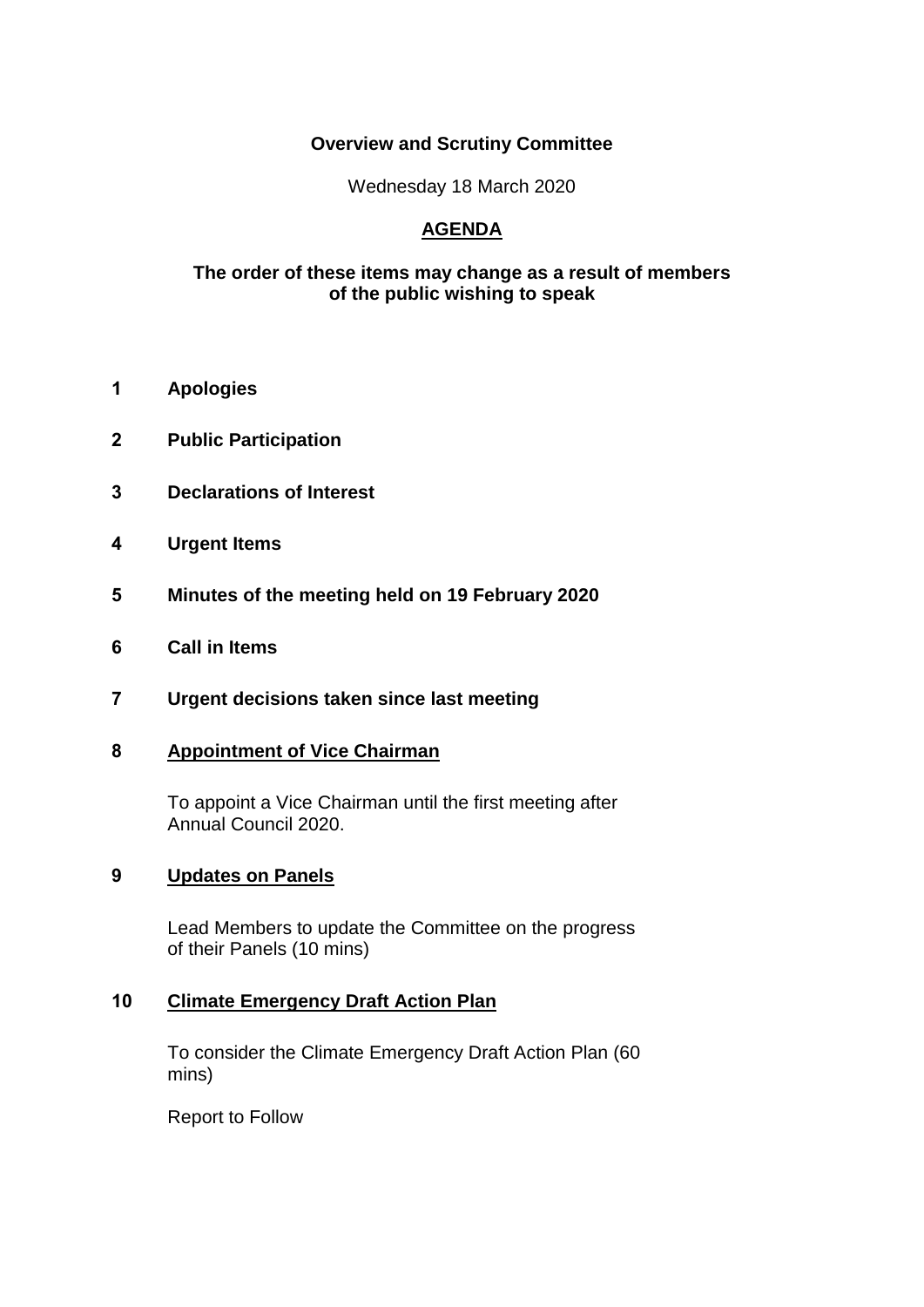**Overview and Scrutiny Committee**

Wednesday 18 March 2020

**AGENDA**

**The order of these items may change as a result of members of the public wishing to speak**

**1 Apologies**

**2 Public Participation**

**3 Declarations of Interest**

**4 Urgent Items**

**5 Minutes of the meeting held on 19 February 2020**

**6 Call in Items**

**7 Urgent decisions taken since last meeting**

**8 Appointment of Vice Chairman**

To appoint a Vice Chairman until the first meeting after Annual Council 2020.

**9 Updates on Panels**

Lead Members to update the Committee on the progress of their Panels (10 mins)

**10 Climate Emergency Draft Action Plan**

To consider the Climate Emergency Draft Action Plan (60 mins)

Report to Follow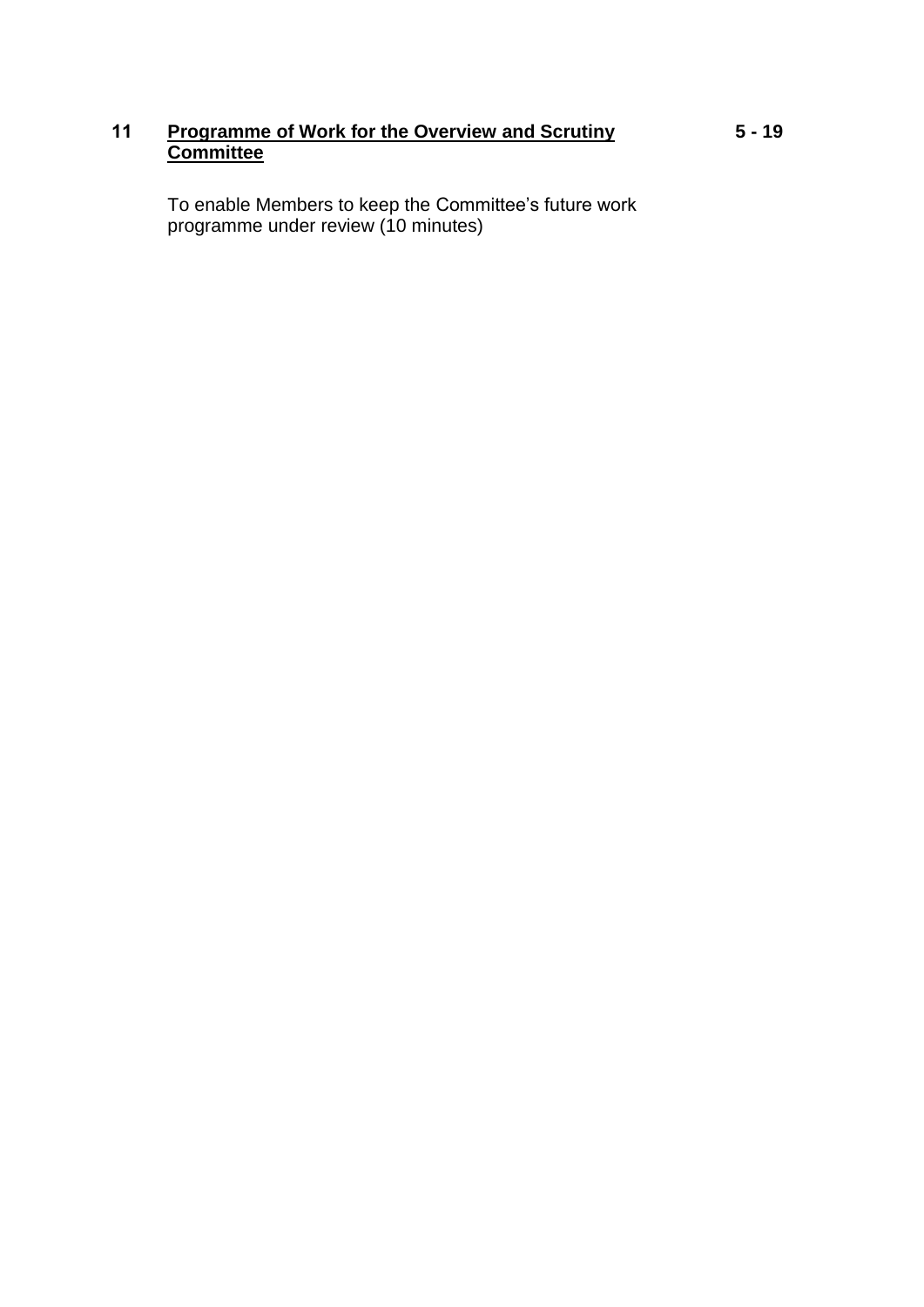| | | |
|---|---|---|
| **11** | **Programme of Work for the Overview and Scrutiny Committee** | **5 - 19** |
| | To enable Members to keep the Committee's future work programme under review (10 minutes) | |